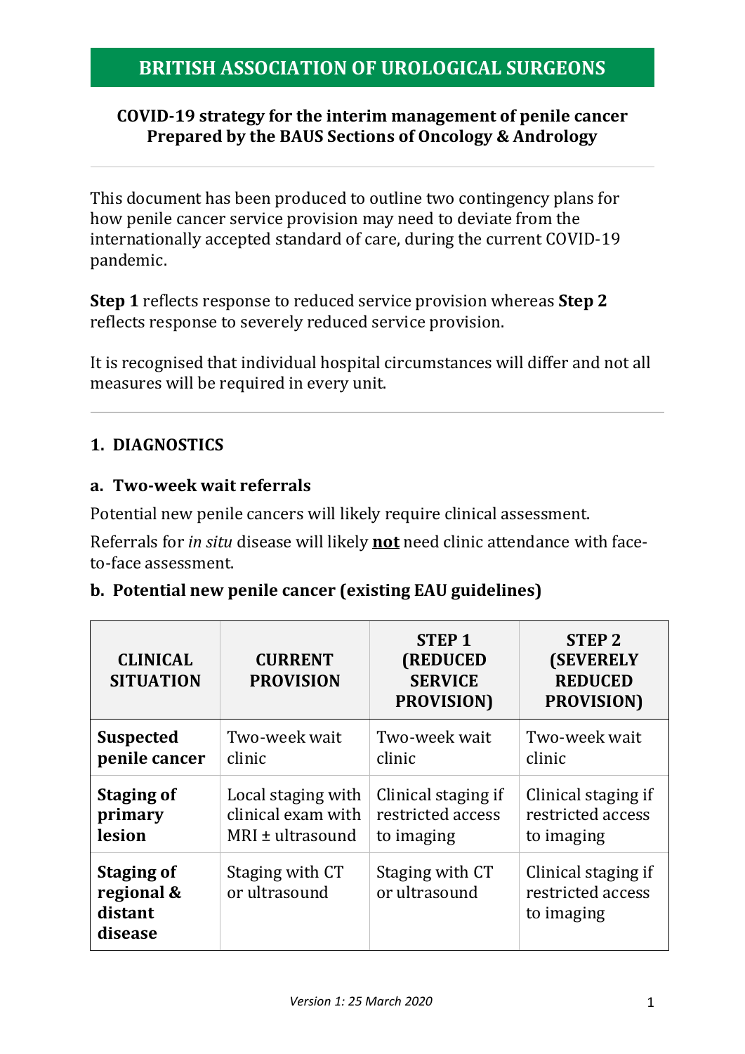# BRITISH ASSOCIATION OF UROLOGICAL SURGEONS

**COVID-19 strategy for the interim management of penile cancer**
**Prepared by the BAUS Sections of Oncology & Andrology**

---

This document has been produced to outline two contingency plans for how penile cancer service provision may need to deviate from the internationally accepted standard of care, during the current COVID-19 pandemic.

**Step 1** reflects response to reduced service provision whereas **Step 2** reflects response to severely reduced service provision.

It is recognised that individual hospital circumstances will differ and not all measures will be required in every unit.

---

## 1. DIAGNOSTICS

### a. Two-week wait referrals

Potential new penile cancers will likely require clinical assessment.

Referrals for *in situ* disease will likely **not** need clinic attendance with face-to-face assessment.

### b. Potential new penile cancer (existing EAU guidelines)

| CLINICAL SITUATION | CURRENT PROVISION | STEP 1 (REDUCED SERVICE PROVISION) | STEP 2 (SEVERELY REDUCED PROVISION) |
|---|---|---|---|
| **Suspected penile cancer** | Two-week wait clinic | Two-week wait clinic | Two-week wait clinic |
| **Staging of primary lesion** | Local staging with clinical exam with MRI ± ultrasound | Clinical staging if restricted access to imaging | Clinical staging if restricted access to imaging |
| **Staging of regional & distant disease** | Staging with CT or ultrasound | Staging with CT or ultrasound | Clinical staging if restricted access to imaging |

*Version 1: 25 March 2020*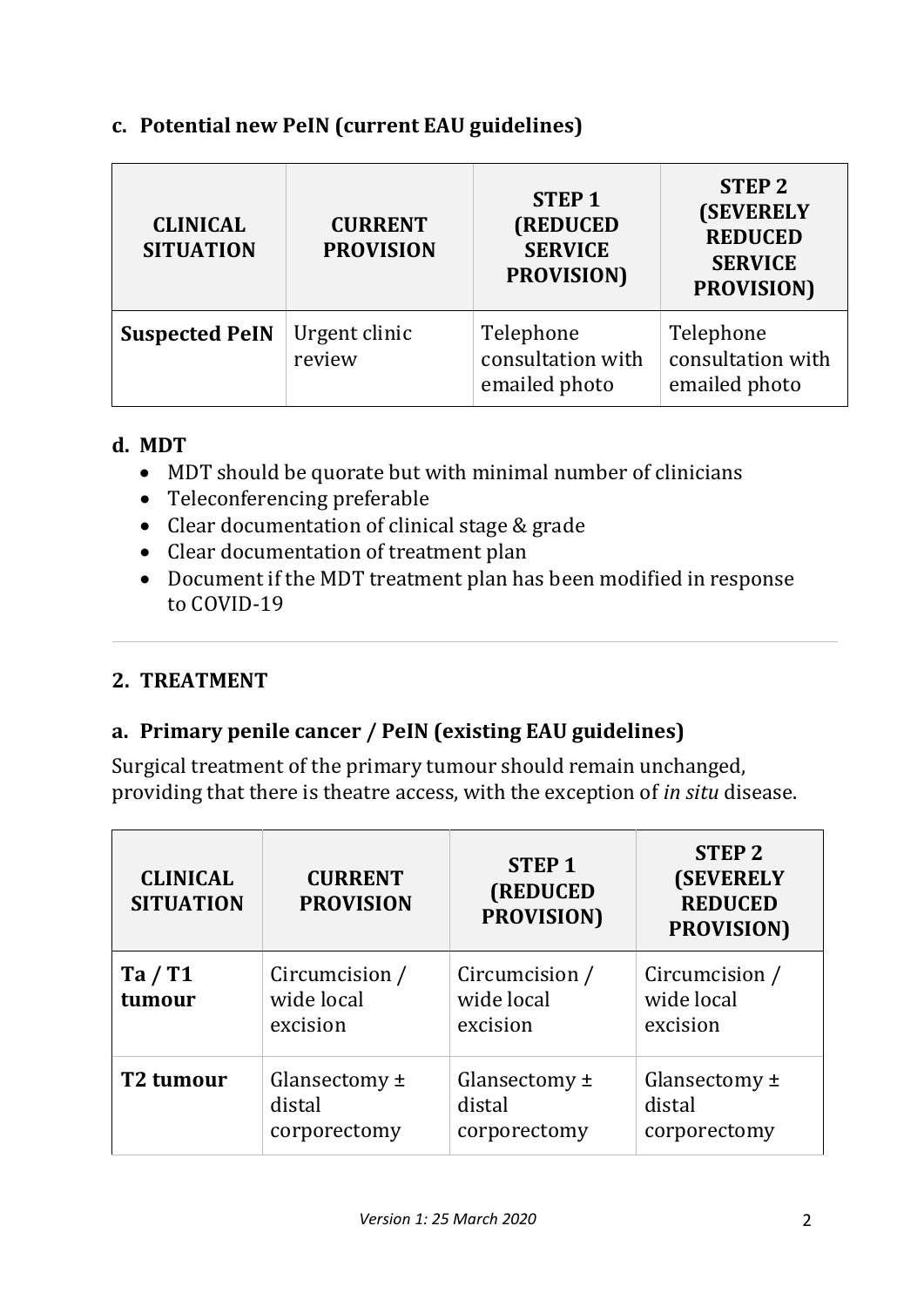### c. Potential new PeIN (current EAU guidelines)

| CLINICAL SITUATION | CURRENT PROVISION | STEP 1 (REDUCED SERVICE PROVISION) | STEP 2 (SEVERELY REDUCED SERVICE PROVISION) |
|---|---|---|---|
| **Suspected PeIN** | Urgent clinic review | Telephone consultation with emailed photo | Telephone consultation with emailed photo |

### d. MDT

- MDT should be quorate but with minimal number of clinicians
- Teleconferencing preferable
- Clear documentation of clinical stage & grade
- Clear documentation of treatment plan
- Document if the MDT treatment plan has been modified in response to COVID-19

---

## 2. TREATMENT

### a. Primary penile cancer / PeIN (existing EAU guidelines)

Surgical treatment of the primary tumour should remain unchanged, providing that there is theatre access, with the exception of *in situ* disease.

| CLINICAL SITUATION | CURRENT PROVISION | STEP 1 (REDUCED PROVISION) | STEP 2 (SEVERELY REDUCED PROVISION) |
|---|---|---|---|
| **Ta / T1 tumour** | Circumcision / wide local excision | Circumcision / wide local excision | Circumcision / wide local excision |
| **T2 tumour** | Glansectomy ± distal corporectomy | Glansectomy ± distal corporectomy | Glansectomy ± distal corporectomy |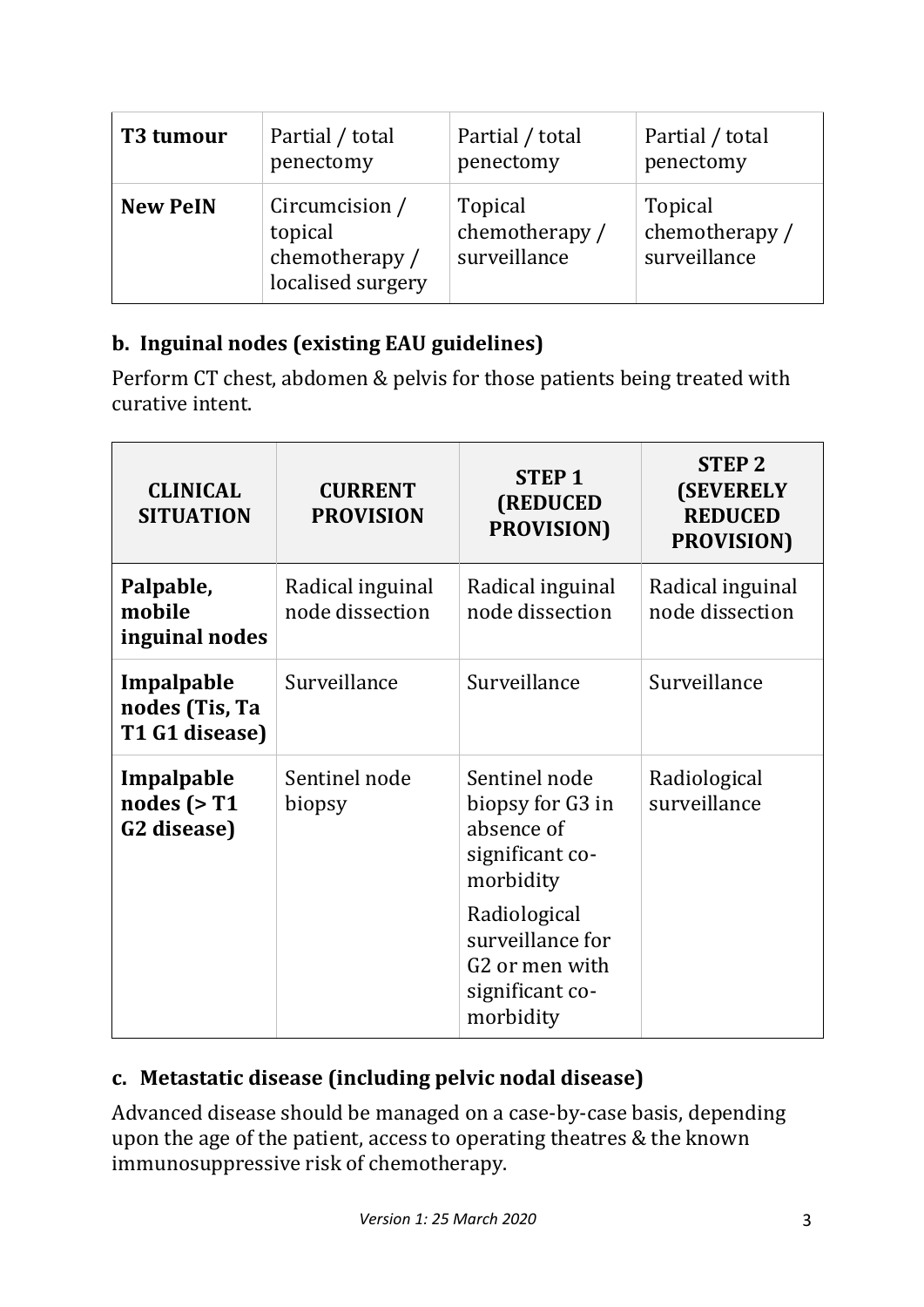| T3 tumour | Partial / total penectomy | Partial / total penectomy | Partial / total penectomy |
|---|---|---|---|
| **New PeIN** | Circumcision / topical chemotherapy / localised surgery | Topical chemotherapy / surveillance | Topical chemotherapy / surveillance |

## b. Inguinal nodes (existing EAU guidelines)

Perform CT chest, abdomen & pelvis for those patients being treated with curative intent.

| CLINICAL SITUATION | CURRENT PROVISION | STEP 1 (REDUCED PROVISION) | STEP 2 (SEVERELY REDUCED PROVISION) |
|---|---|---|---|
| **Palpable, mobile inguinal nodes** | Radical inguinal node dissection | Radical inguinal node dissection | Radical inguinal node dissection |
| **Impalpable nodes (Tis, Ta T1 G1 disease)** | Surveillance | Surveillance | Surveillance |
| **Impalpable nodes (> T1 G2 disease)** | Sentinel node biopsy | Sentinel node biopsy for G3 in absence of significant co-morbidity<br><br>Radiological surveillance for G2 or men with significant co-morbidity | Radiological surveillance |

## c. Metastatic disease (including pelvic nodal disease)

Advanced disease should be managed on a case-by-case basis, depending upon the age of the patient, access to operating theatres & the known immunosuppressive risk of chemotherapy.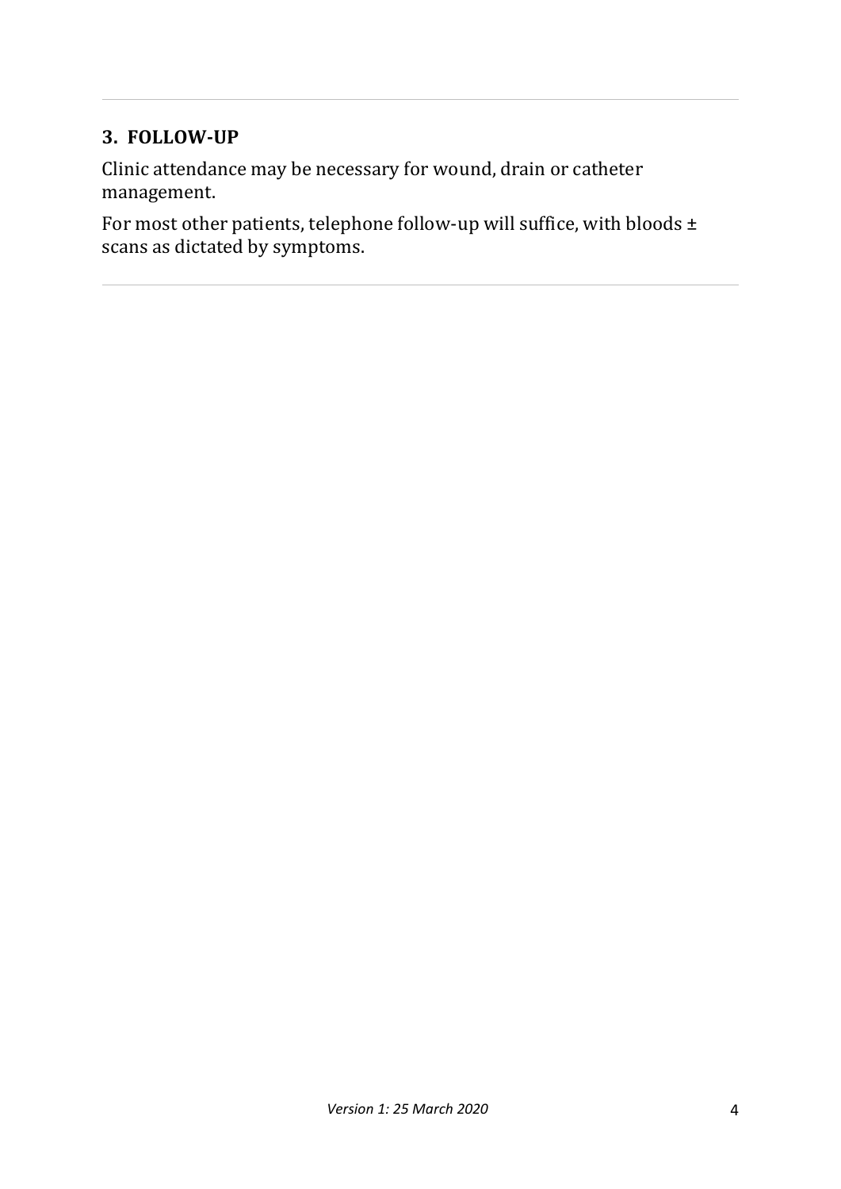## 3. FOLLOW-UP

Clinic attendance may be necessary for wound, drain or catheter management.

For most other patients, telephone follow-up will suffice, with bloods ± scans as dictated by symptoms.